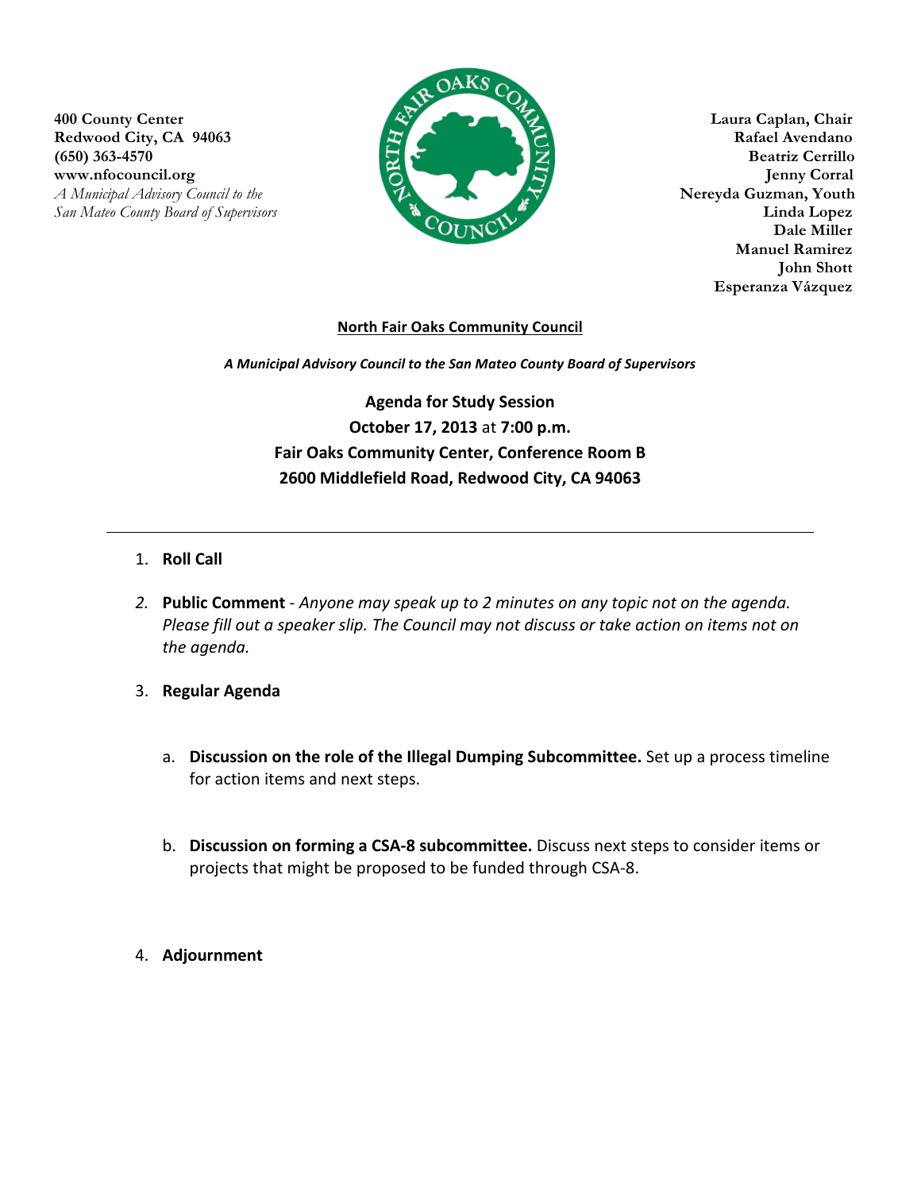**400 County Center**
**Redwood City, CA 94063**
**(650) 363-4570**
**www.nfocouncil.org**
*A Municipal Advisory Council to the San Mateo County Board of Supervisors*

**Laura Caplan, Chair**
**Rafael Avendano**
**Beatriz Cerrillo**
**Jenny Corral**
**Nereyda Guzman, Youth**
**Linda Lopez**
**Dale Miller**
**Manuel Ramirez**
**John Shott**
**Esperanza Vázquez**

**North Fair Oaks Community Council**

***A Municipal Advisory Council to the San Mateo County Board of Supervisors***

**Agenda for Study Session**
**October 17, 2013** at **7:00 p.m.**
**Fair Oaks Community Center, Conference Room B**
**2600 Middlefield Road, Redwood City, CA 94063**

---

1. **Roll Call**

2. **Public Comment** - *Anyone may speak up to 2 minutes on any topic not on the agenda. Please fill out a speaker slip. The Council may not discuss or take action on items not on the agenda.*

3. **Regular Agenda**

   a. **Discussion on the role of the Illegal Dumping Subcommittee.** Set up a process timeline for action items and next steps.

   b. **Discussion on forming a CSA-8 subcommittee.** Discuss next steps to consider items or projects that might be proposed to be funded through CSA-8.

4. **Adjournment**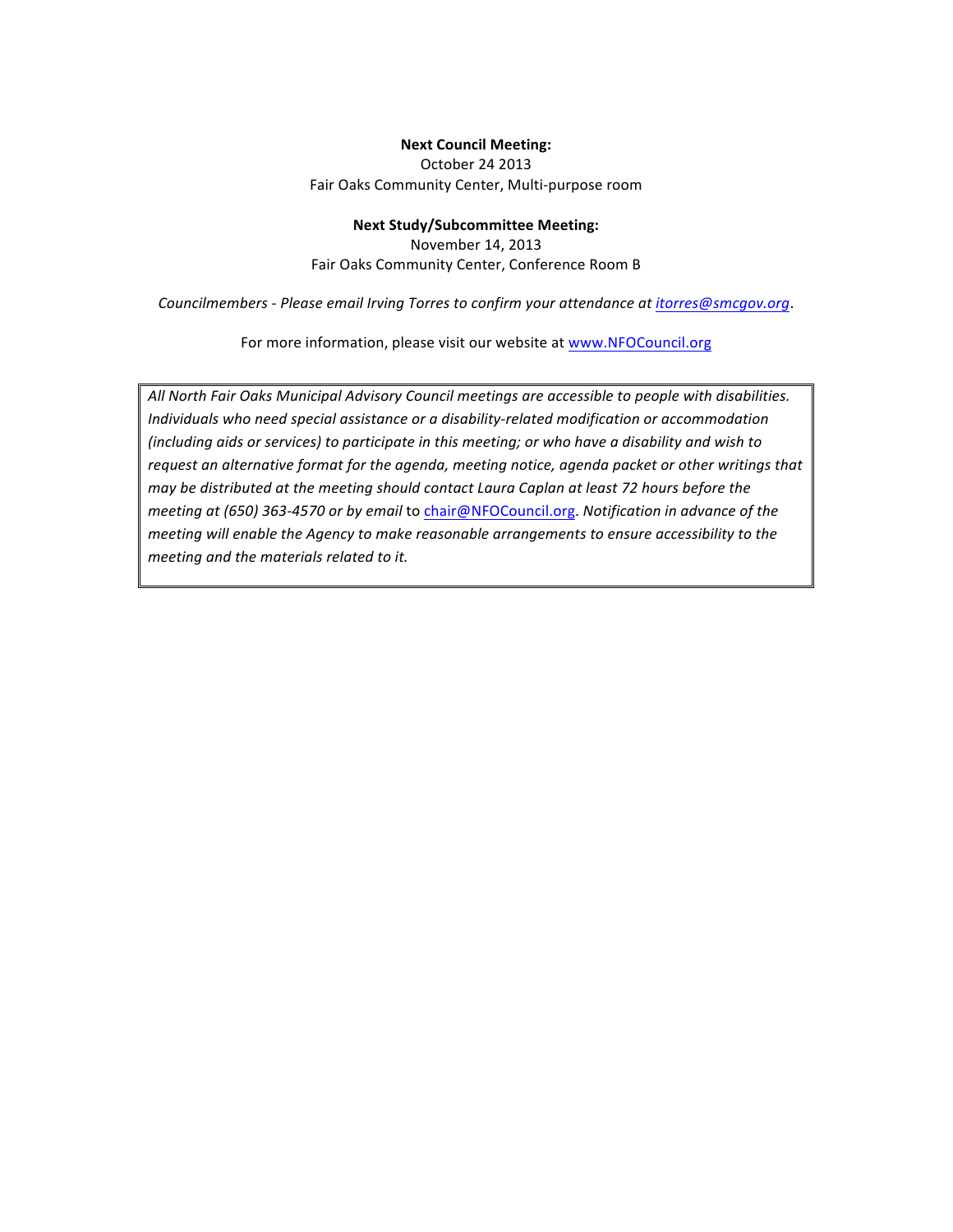**Next Council Meeting:**
October 24 2013
Fair Oaks Community Center, Multi-purpose room

**Next Study/Subcommittee Meeting:**
November 14, 2013
Fair Oaks Community Center, Conference Room B

*Councilmembers - Please email Irving Torres to confirm your attendance at itorres@smcgov.org.*

For more information, please visit our website at www.NFOCouncil.org

*All North Fair Oaks Municipal Advisory Council meetings are accessible to people with disabilities. Individuals who need special assistance or a disability-related modification or accommodation (including aids or services) to participate in this meeting; or who have a disability and wish to request an alternative format for the agenda, meeting notice, agenda packet or other writings that may be distributed at the meeting should contact Laura Caplan at least 72 hours before the meeting at (650) 363-4570 or by email* to chair@NFOCouncil.org. *Notification in advance of the meeting will enable the Agency to make reasonable arrangements to ensure accessibility to the meeting and the materials related to it.*